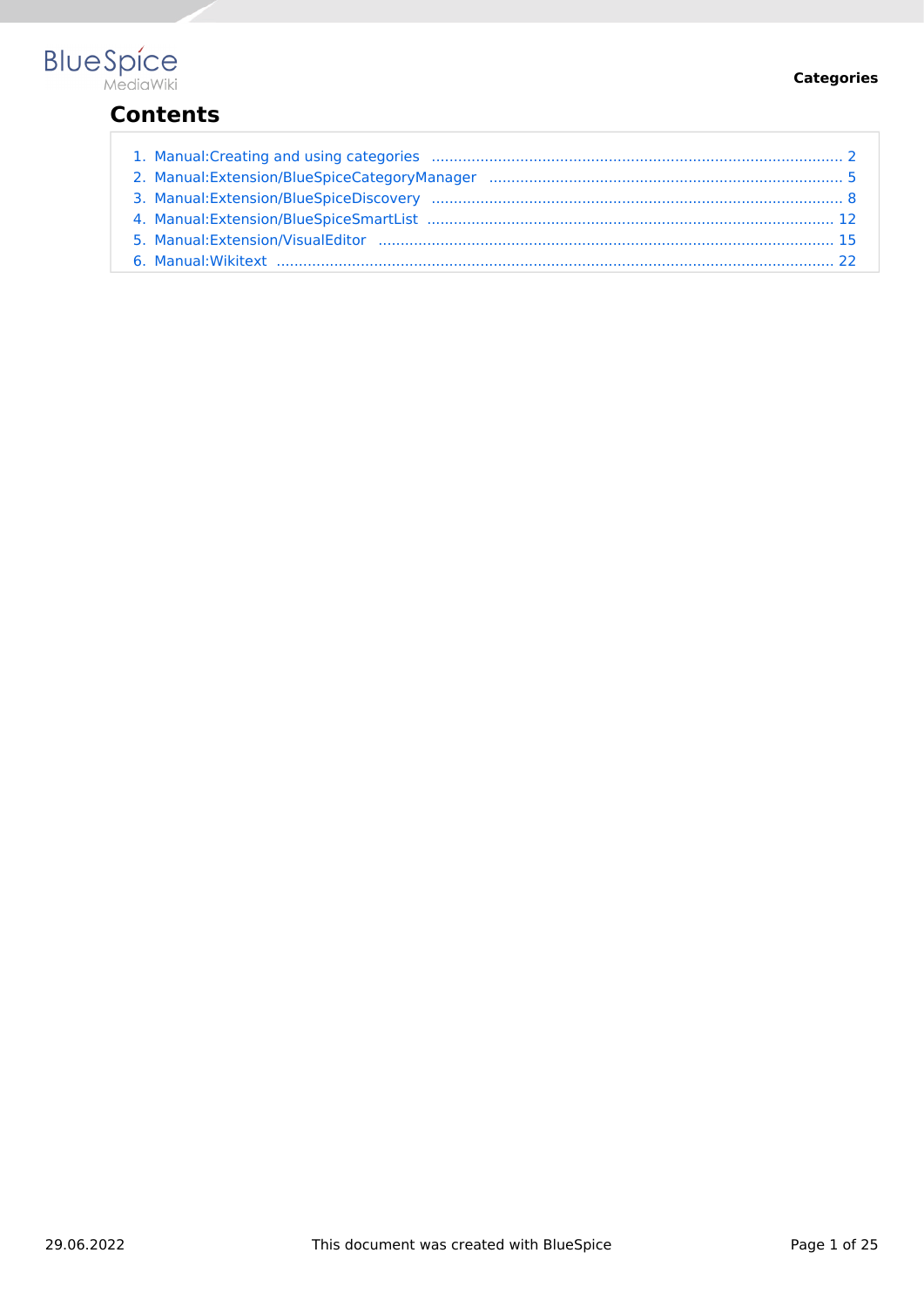# Contents

1. Manual:Creating and using categories ............................................................ 2
2. Manual:Extension/BlueSpiceCategoryManager ............................................................ 5
3. Manual:Extension/BlueSpiceDiscovery ............................................................ 8
4. Manual:Extension/BlueSpiceSmartList ............................................................ 12
5. Manual:Extension/VisualEditor ............................................................ 15
6. Manual:Wikitext ............................................................ 22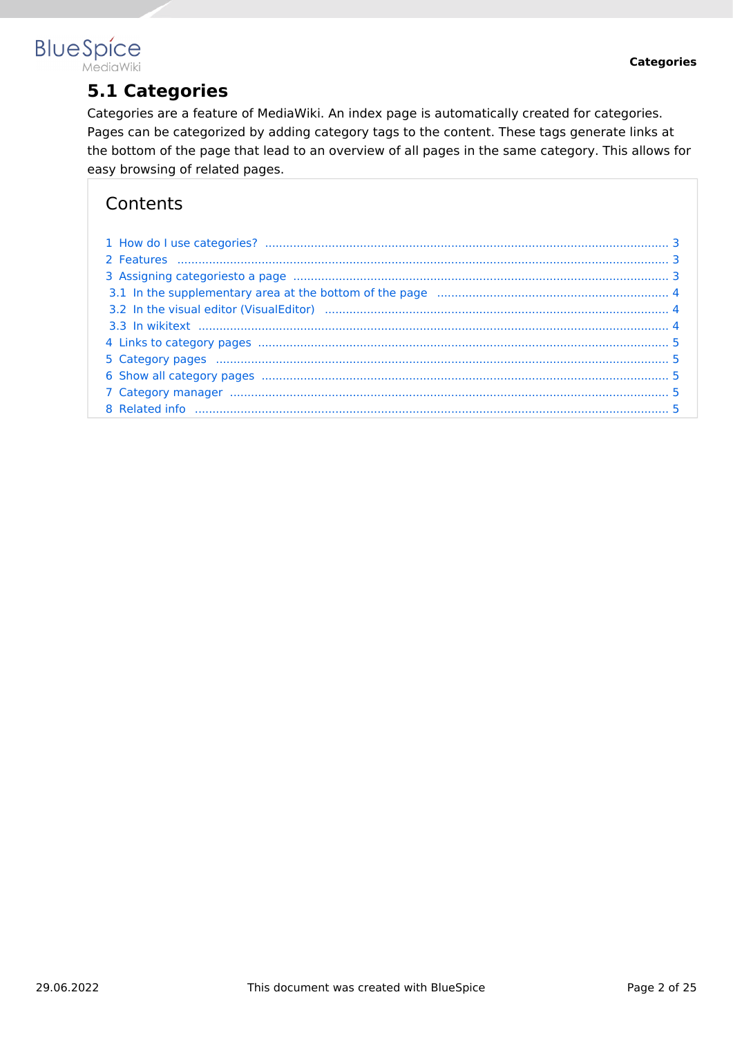## 5.1 Categories

Categories are a feature of MediaWiki. An index page is automatically created for categories. Pages can be categorized by adding category tags to the content. These tags generate links at the bottom of the page that lead to an overview of all pages in the same category. This allows for easy browsing of related pages.

### Contents

1 How do I use categories? ..... 3
2 Features ..... 3
3 Assigning categoriesto a page ..... 3
 3.1 In the supplementary area at the bottom of the page ..... 4
 3.2 In the visual editor (VisualEditor) ..... 4
 3.3 In wikitext ..... 4
4 Links to category pages ..... 5
5 Category pages ..... 5
6 Show all category pages ..... 5
7 Category manager ..... 5
8 Related info ..... 5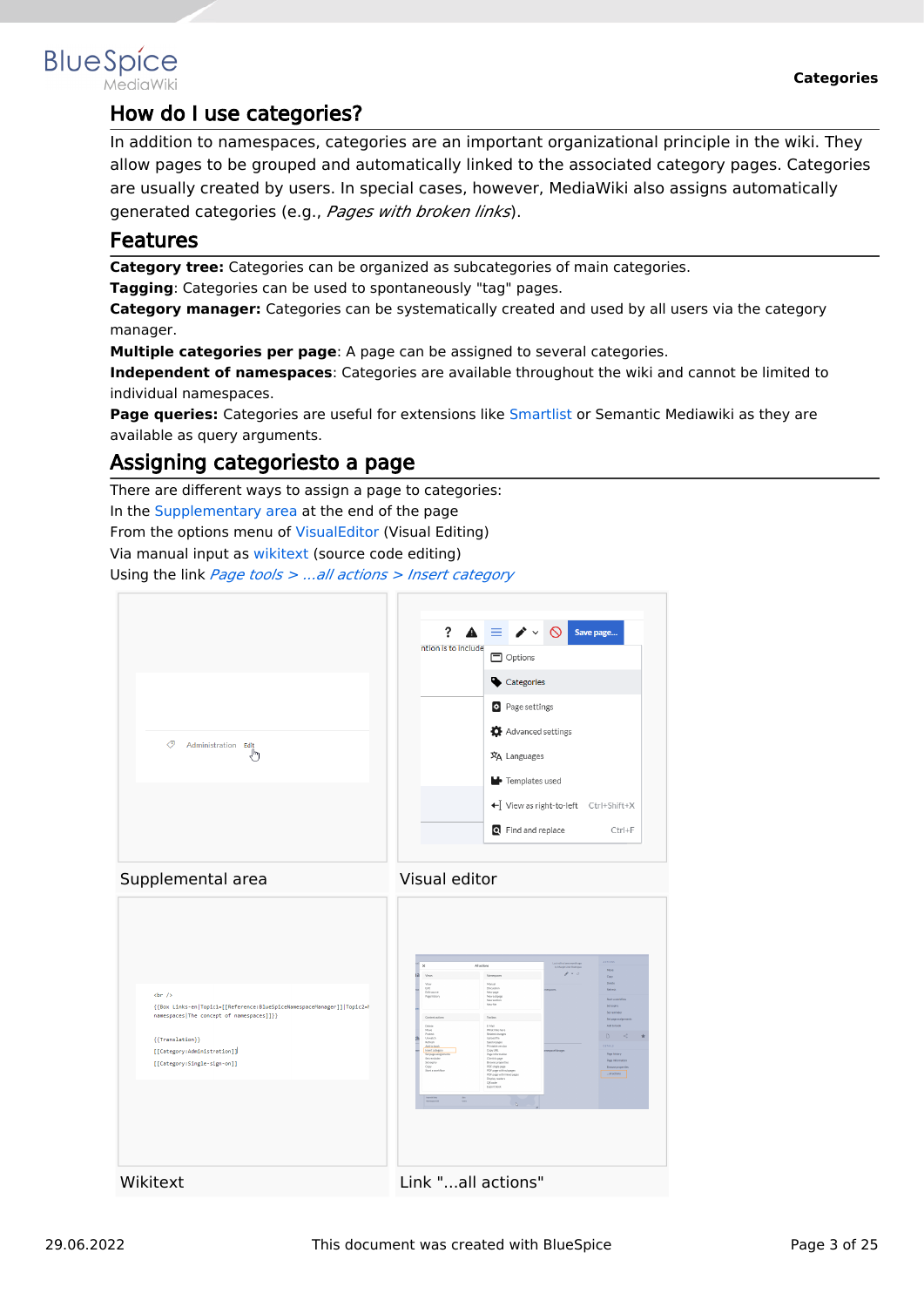## How do I use categories?

In addition to namespaces, categories are an important organizational principle in the wiki. They allow pages to be grouped and automatically linked to the associated category pages. Categories are usually created by users. In special cases, however, MediaWiki also assigns automatically generated categories (e.g., *Pages with broken links*).

## Features

**Category tree:** Categories can be organized as subcategories of main categories.
**Tagging**: Categories can be used to spontaneously "tag" pages.
**Category manager:** Categories can be systematically created and used by all users via the category manager.
**Multiple categories per page**: A page can be assigned to several categories.
**Independent of namespaces**: Categories are available throughout the wiki and cannot be limited to individual namespaces.
**Page queries:** Categories are useful for extensions like Smartlist or Semantic Mediawiki as they are available as query arguments.

## Assigning categoriesto a page

There are different ways to assign a page to categories:
In the Supplementary area at the end of the page
From the options menu of VisualEditor (Visual Editing)
Via manual input as wikitext (source code editing)
Using the link *Page tools > ...all actions > Insert category*

Supplemental area

Visual editor

Wikitext

Link "...all actions"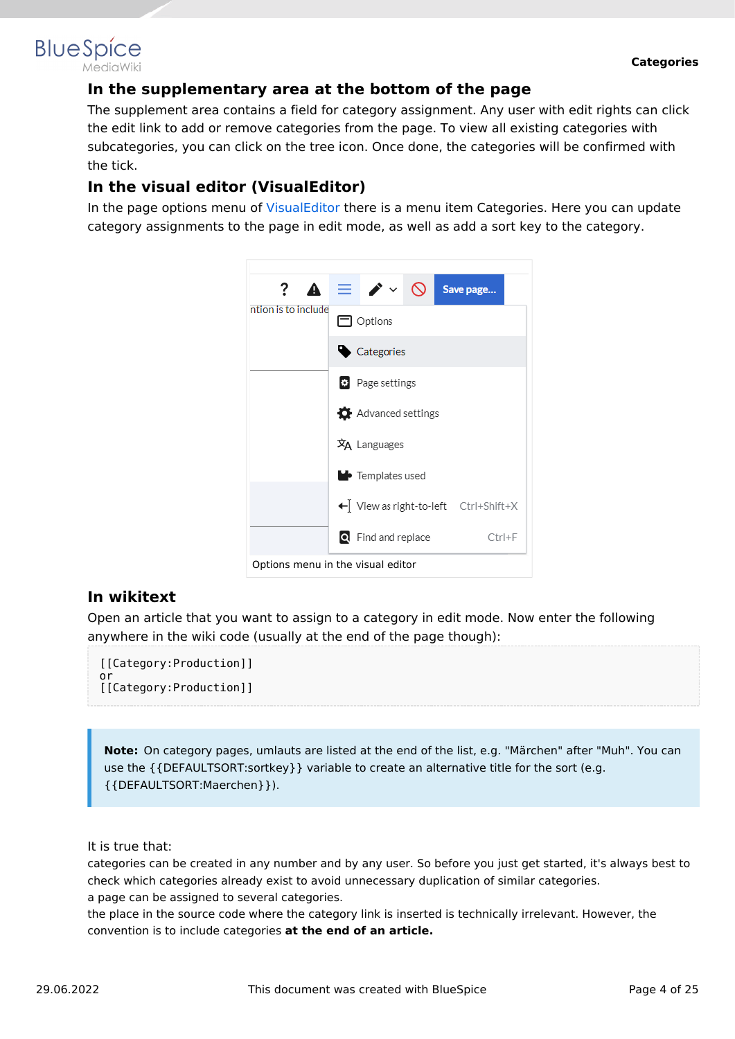### In the supplementary area at the bottom of the page

The supplement area contains a field for category assignment. Any user with edit rights can click the edit link to add or remove categories from the page. To view all existing categories with subcategories, you can click on the tree icon. Once done, the categories will be confirmed with the tick.

### In the visual editor (VisualEditor)

In the page options menu of VisualEditor there is a menu item Categories. Here you can update category assignments to the page in edit mode, as well as add a sort key to the category.

Options menu in the visual editor

### In wikitext

Open an article that you want to assign to a category in edit mode. Now enter the following anywhere in the wiki code (usually at the end of the page though):

```
[[Category:Production]]
or
[[Category:Production]]
```

> **Note:** On category pages, umlauts are listed at the end of the list, e.g. "Märchen" after "Muh". You can use the {{DEFAULTSORT:sortkey}} variable to create an alternative title for the sort (e.g. {{DEFAULTSORT:Maerchen}}).

It is true that:

categories can be created in any number and by any user. So before you just get started, it's always best to check which categories already exist to avoid unnecessary duplication of similar categories.

a page can be assigned to several categories.

the place in the source code where the category link is inserted is technically irrelevant. However, the convention is to include categories **at the end of an article.**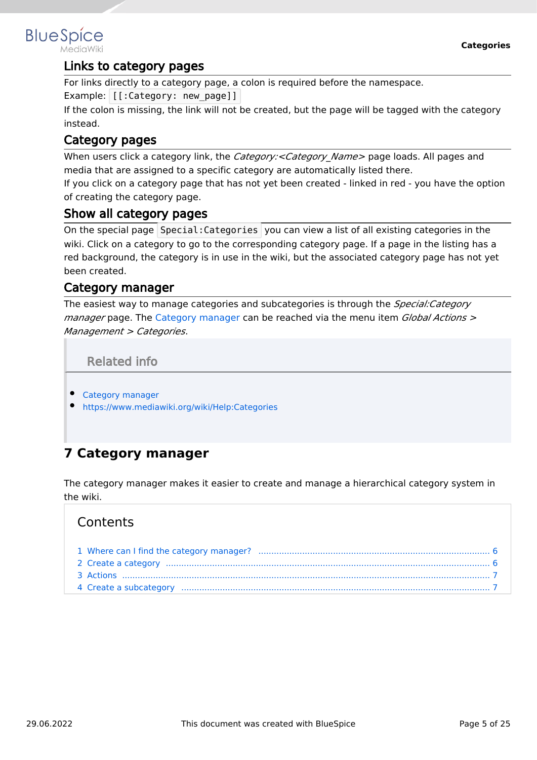## Links to category pages

For links directly to a category page, a colon is required before the namespace.

Example: `[[:Category: new_page]]`

If the colon is missing, the link will not be created, but the page will be tagged with the category instead.

## Category pages

When users click a category link, the *Category:<Category_Name>* page loads. All pages and media that are assigned to a specific category are automatically listed there.

If you click on a category page that has not yet been created - linked in red - you have the option of creating the category page.

## Show all category pages

On the special page `Special:Categories` you can view a list of all existing categories in the wiki. Click on a category to go to the corresponding category page. If a page in the listing has a red background, the category is in use in the wiki, but the associated category page has not yet been created.

## Category manager

The easiest way to manage categories and subcategories is through the *Special:Category manager* page. The Category manager can be reached via the menu item *Global Actions > Management > Categories*.

### Related info

- Category manager
- https://www.mediawiki.org/wiki/Help:Categories

# 7 Category manager

The category manager makes it easier to create and manage a hierarchical category system in the wiki.

Contents

1 Where can I find the category manager? ..... 6
2 Create a category ..... 6
3 Actions ..... 7
4 Create a subcategory ..... 7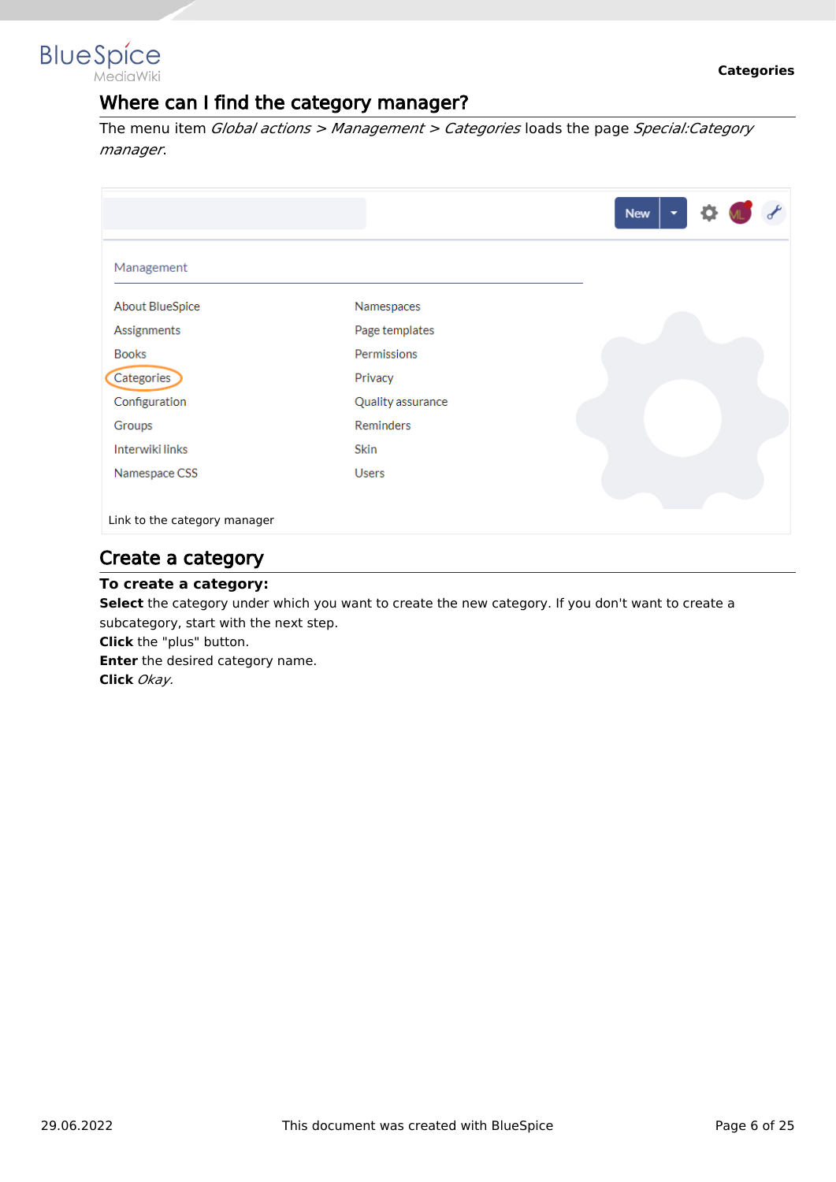## Where can I find the category manager?

The menu item *Global actions > Management > Categories* loads the page *Special:Category manager*.

Link to the category manager

## Create a category

**To create a category:**

**Select** the category under which you want to create the new category. If you don't want to create a subcategory, start with the next step.
**Click** the "plus" button.
**Enter** the desired category name.
**Click** *Okay.*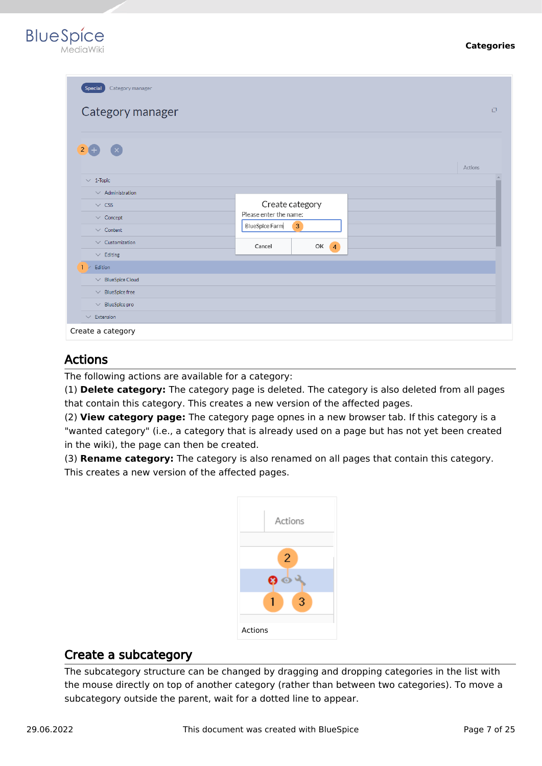Create a category

## Actions

The following actions are available for a category:
(1) **Delete category:** The category page is deleted. The category is also deleted from all pages that contain this category. This creates a new version of the affected pages.
(2) **View category page:** The category page opnes in a new browser tab. If this category is a "wanted category" (i.e., a category that is already used on a page but has not yet been created in the wiki), the page can then be created.
(3) **Rename category:** The category is also renamed on all pages that contain this category. This creates a new version of the affected pages.

Actions

## Create a subcategory

The subcategory structure can be changed by dragging and dropping categories in the list with the mouse directly on top of another category (rather than between two categories). To move a subcategory outside the parent, wait for a dotted line to appear.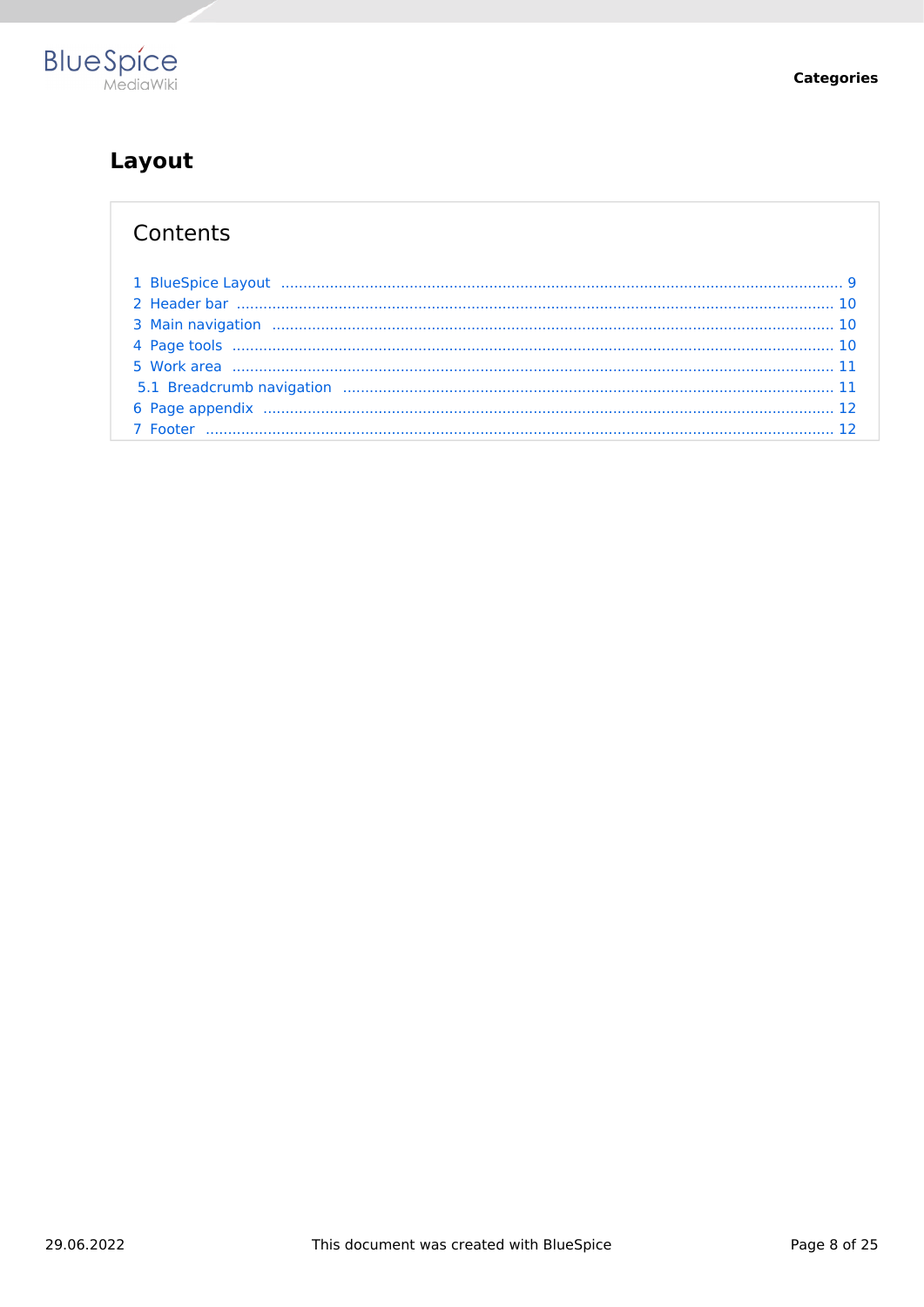# Layout

## Contents

1 BlueSpice Layout ..... 9
2 Header bar ..... 10
3 Main navigation ..... 10
4 Page tools ..... 10
5 Work area ..... 11
5.1 Breadcrumb navigation ..... 11
6 Page appendix ..... 12
7 Footer ..... 12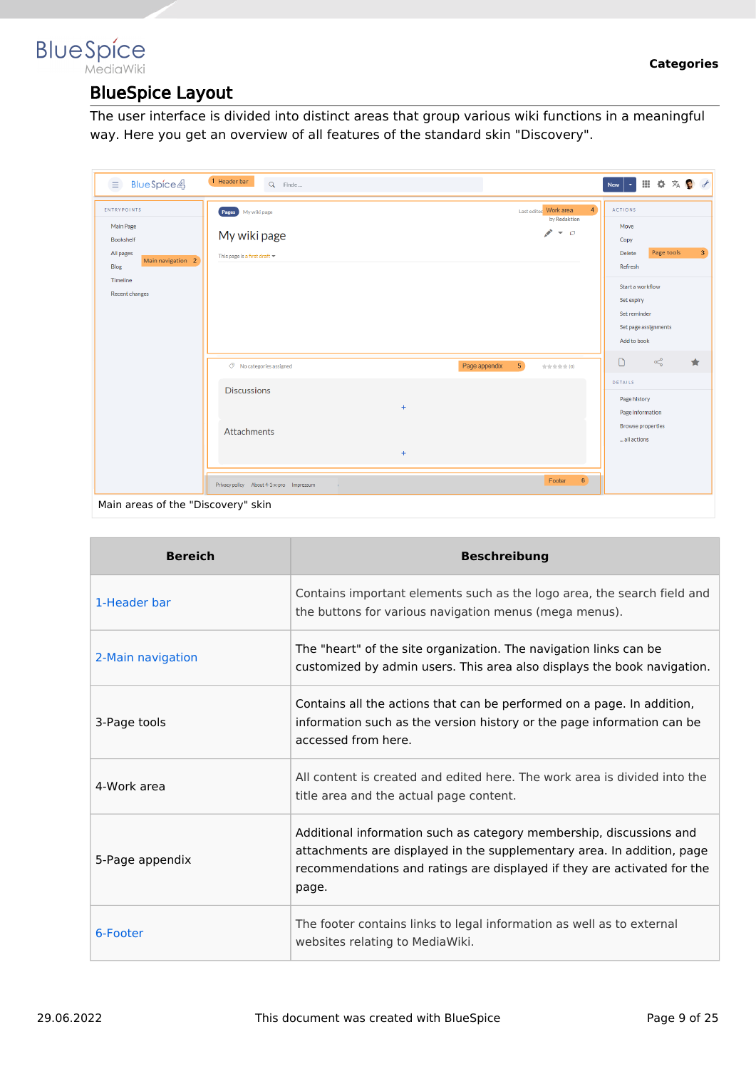## BlueSpice Layout

The user interface is divided into distinct areas that group various wiki functions in a meaningful way. Here you get an overview of all features of the standard skin "Discovery".

Main areas of the "Discovery" skin

| Bereich | Beschreibung |
|---|---|
| 1-Header bar | Contains important elements such as the logo area, the search field and the buttons for various navigation menus (mega menus). |
| 2-Main navigation | The "heart" of the site organization. The navigation links can be customized by admin users. This area also displays the book navigation. |
| 3-Page tools | Contains all the actions that can be performed on a page. In addition, information such as the version history or the page information can be accessed from here. |
| 4-Work area | All content is created and edited here. The work area is divided into the title area and the actual page content. |
| 5-Page appendix | Additional information such as category membership, discussions and attachments are displayed in the supplementary area. In addition, page recommendations and ratings are displayed if they are activated for the page. |
| 6-Footer | The footer contains links to legal information as well as to external websites relating to MediaWiki. |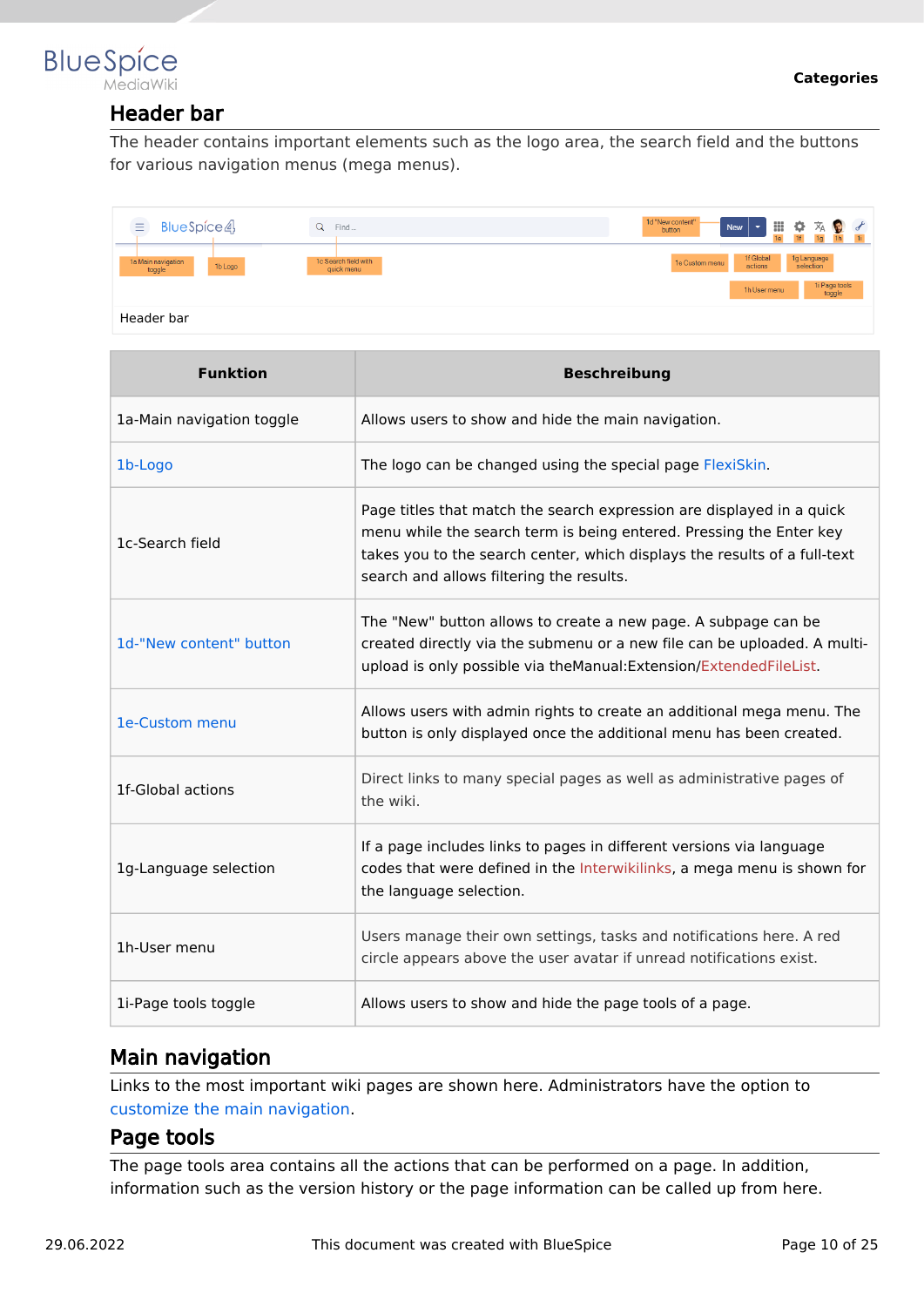## Header bar

The header contains important elements such as the logo area, the search field and the buttons for various navigation menus (mega menus).

Header bar

| Funktion | Beschreibung |
|---|---|
| 1a-Main navigation toggle | Allows users to show and hide the main navigation. |
| 1b-Logo | The logo can be changed using the special page FlexiSkin. |
| 1c-Search field | Page titles that match the search expression are displayed in a quick menu while the search term is being entered. Pressing the Enter key takes you to the search center, which displays the results of a full-text search and allows filtering the results. |
| 1d-"New content" button | The "New" button allows to create a new page. A subpage can be created directly via the submenu or a new file can be uploaded. A multi-upload is only possible via theManual:Extension/ExtendedFileList. |
| 1e-Custom menu | Allows users with admin rights to create an additional mega menu. The button is only displayed once the additional menu has been created. |
| 1f-Global actions | Direct links to many special pages as well as administrative pages of the wiki. |
| 1g-Language selection | If a page includes links to pages in different versions via language codes that were defined in the Interwikilinks, a mega menu is shown for the language selection. |
| 1h-User menu | Users manage their own settings, tasks and notifications here. A red circle appears above the user avatar if unread notifications exist. |
| 1i-Page tools toggle | Allows users to show and hide the page tools of a page. |

## Main navigation

Links to the most important wiki pages are shown here. Administrators have the option to customize the main navigation.

## Page tools

The page tools area contains all the actions that can be performed on a page. In addition, information such as the version history or the page information can be called up from here.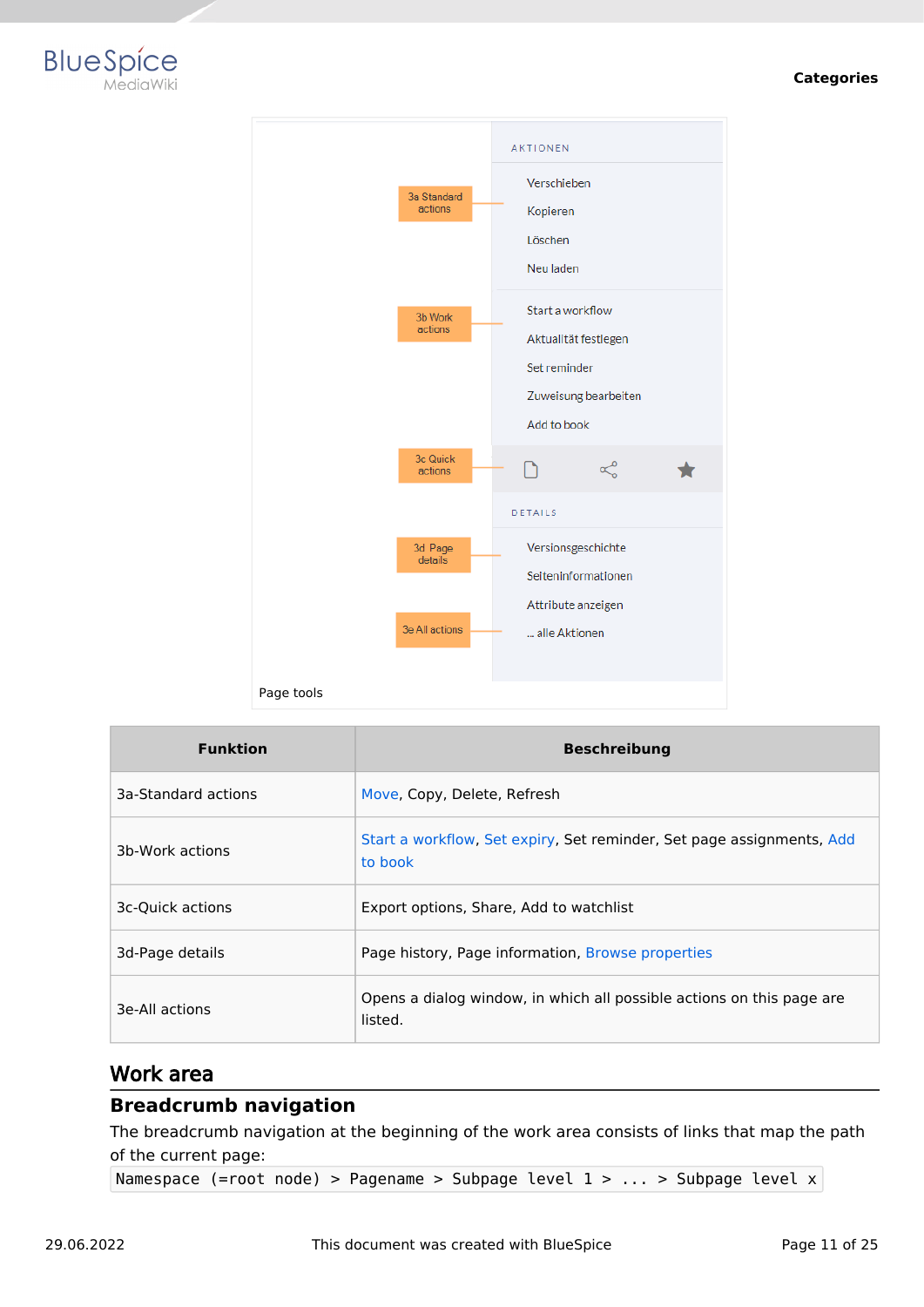Page tools

| Funktion | Beschreibung |
| --- | --- |
| 3a-Standard actions | Move, Copy, Delete, Refresh |
| 3b-Work actions | Start a workflow, Set expiry, Set reminder, Set page assignments, Add to book |
| 3c-Quick actions | Export options, Share, Add to watchlist |
| 3d-Page details | Page history, Page information, Browse properties |
| 3e-All actions | Opens a dialog window, in which all possible actions on this page are listed. |

## Work area

### Breadcrumb navigation

The breadcrumb navigation at the beginning of the work area consists of links that map the path of the current page:

```
Namespace (=root node) > Pagename > Subpage level 1 > ... > Subpage level x
```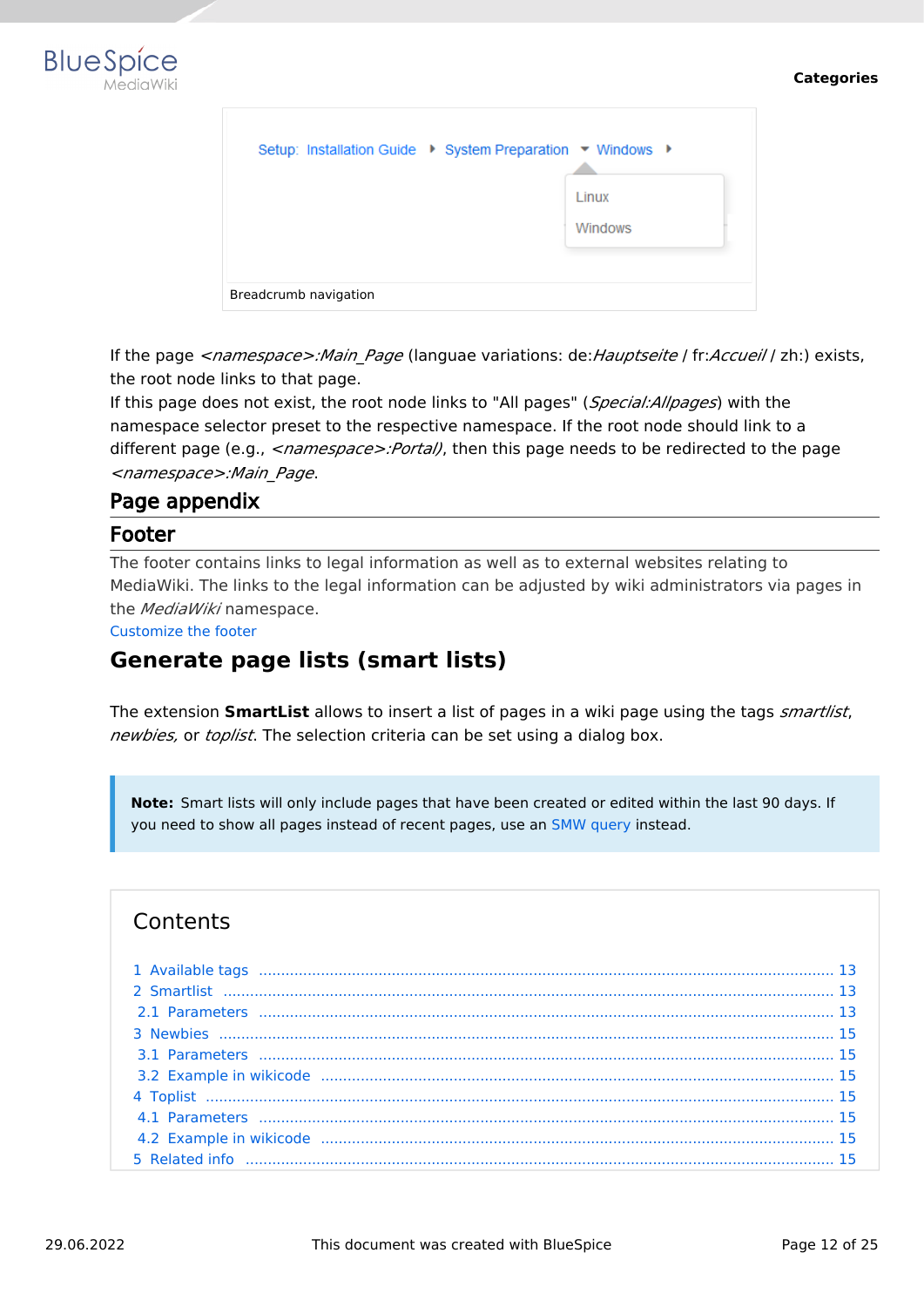Breadcrumb navigation

If the page *<namespace>:Main_Page* (languae variations: de:*Hauptseite* / fr:*Accueil* / zh:) exists, the root node links to that page.
If this page does not exist, the root node links to "All pages" (*Special:Allpages*) with the namespace selector preset to the respective namespace. If the root node should link to a different page (e.g., *<namespace>:Portal)*, then this page needs to be redirected to the page *<namespace>:Main_Page*.

## Page appendix

## Footer

The footer contains links to legal information as well as to external websites relating to MediaWiki. The links to the legal information can be adjusted by wiki administrators via pages in the *MediaWiki* namespace.
Customize the footer

# Generate page lists (smart lists)

The extension **SmartList** allows to insert a list of pages in a wiki page using the tags *smartlist*, *newbies,* or *toplist*. The selection criteria can be set using a dialog box.

> **Note:** Smart lists will only include pages that have been created or edited within the last 90 days. If you need to show all pages instead of recent pages, use an SMW query instead.

Contents

- 1 Available tags ... 13
- 2 Smartlist ... 13
  - 2.1 Parameters ... 13
- 3 Newbies ... 15
  - 3.1 Parameters ... 15
  - 3.2 Example in wikicode ... 15
- 4 Toplist ... 15
  - 4.1 Parameters ... 15
  - 4.2 Example in wikicode ... 15
- 5 Related info ... 15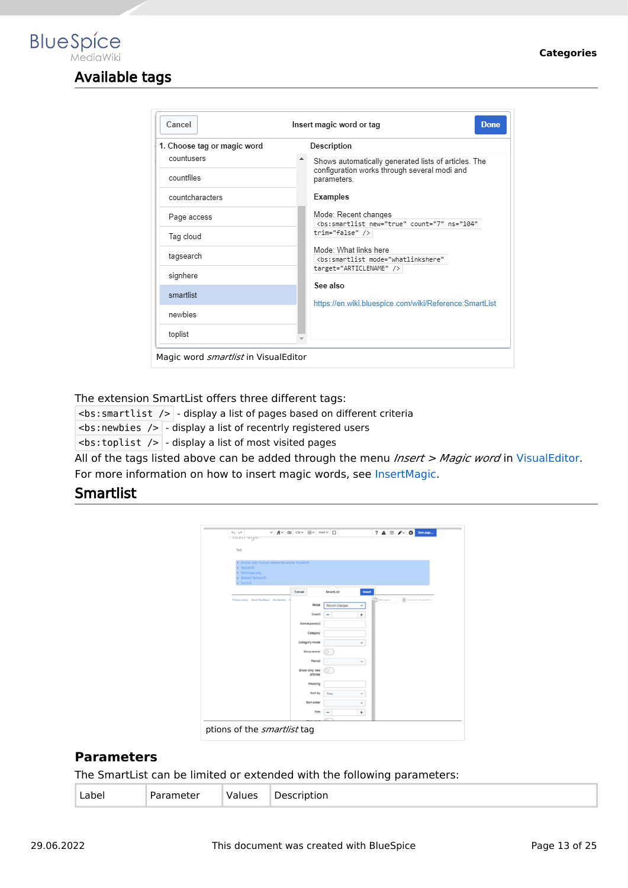## Available tags

Magic word *smartlist* in VisualEditor

The extension SmartList offers three different tags:

`<bs:smartlist />` - display a list of pages based on different criteria

`<bs:newbies />` - display a list of recently registered users

`<bs:toplist />` - display a list of most visited pages

All of the tags listed above can be added through the menu *Insert > Magic word* in VisualEditor.

For more information on how to insert magic words, see InsertMagic.

## Smartlist

ptions of the *smartlist* tag

### Parameters

The SmartList can be limited or extended with the following parameters:

| Label | Parameter | Values | Description |
|---|---|---|---|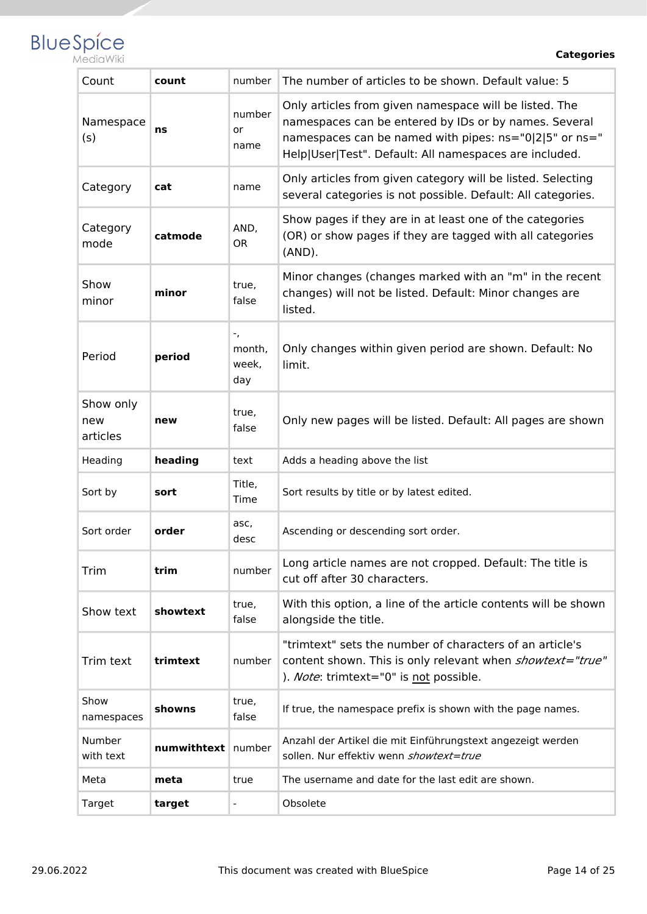| Count | **count** | number | The number of articles to be shown. Default value: 5 |
|---|---|---|---|
| Namespace (s) | **ns** | number or name | Only articles from given namespace will be listed. The namespaces can be entered by IDs or by names. Several namespaces can be named with pipes: ns="0\|2\|5" or ns="Help\|User\|Test". Default: All namespaces are included. |
| Category | **cat** | name | Only articles from given category will be listed. Selecting several categories is not possible. Default: All categories. |
| Category mode | **catmode** | AND, OR | Show pages if they are in at least one of the categories (OR) or show pages if they are tagged with all categories (AND). |
| Show minor | **minor** | true, false | Minor changes (changes marked with an "m" in the recent changes) will not be listed. Default: Minor changes are listed. |
| Period | **period** | -, month, week, day | Only changes within given period are shown. Default: No limit. |
| Show only new articles | **new** | true, false | Only new pages will be listed. Default: All pages are shown |
| Heading | **heading** | text | Adds a heading above the list |
| Sort by | **sort** | Title, Time | Sort results by title or by latest edited. |
| Sort order | **order** | asc, desc | Ascending or descending sort order. |
| Trim | **trim** | number | Long article names are not cropped. Default: The title is cut off after 30 characters. |
| Show text | **showtext** | true, false | With this option, a line of the article contents will be shown alongside the title. |
| Trim text | **trimtext** | number | "trimtext" sets the number of characters of an article's content shown. This is only relevant when *showtext="true"*). *Note*: trimtext="0" is <u>not</u> possible. |
| Show namespaces | **showns** | true, false | If true, the namespace prefix is shown with the page names. |
| Number with text | **numwithtext** | number | Anzahl der Artikel die mit Einführungstext angezeigt werden sollen. Nur effektiv wenn *showtext=true* |
| Meta | **meta** | true | The username and date for the last edit are shown. |
| Target | **target** | - | Obsolete |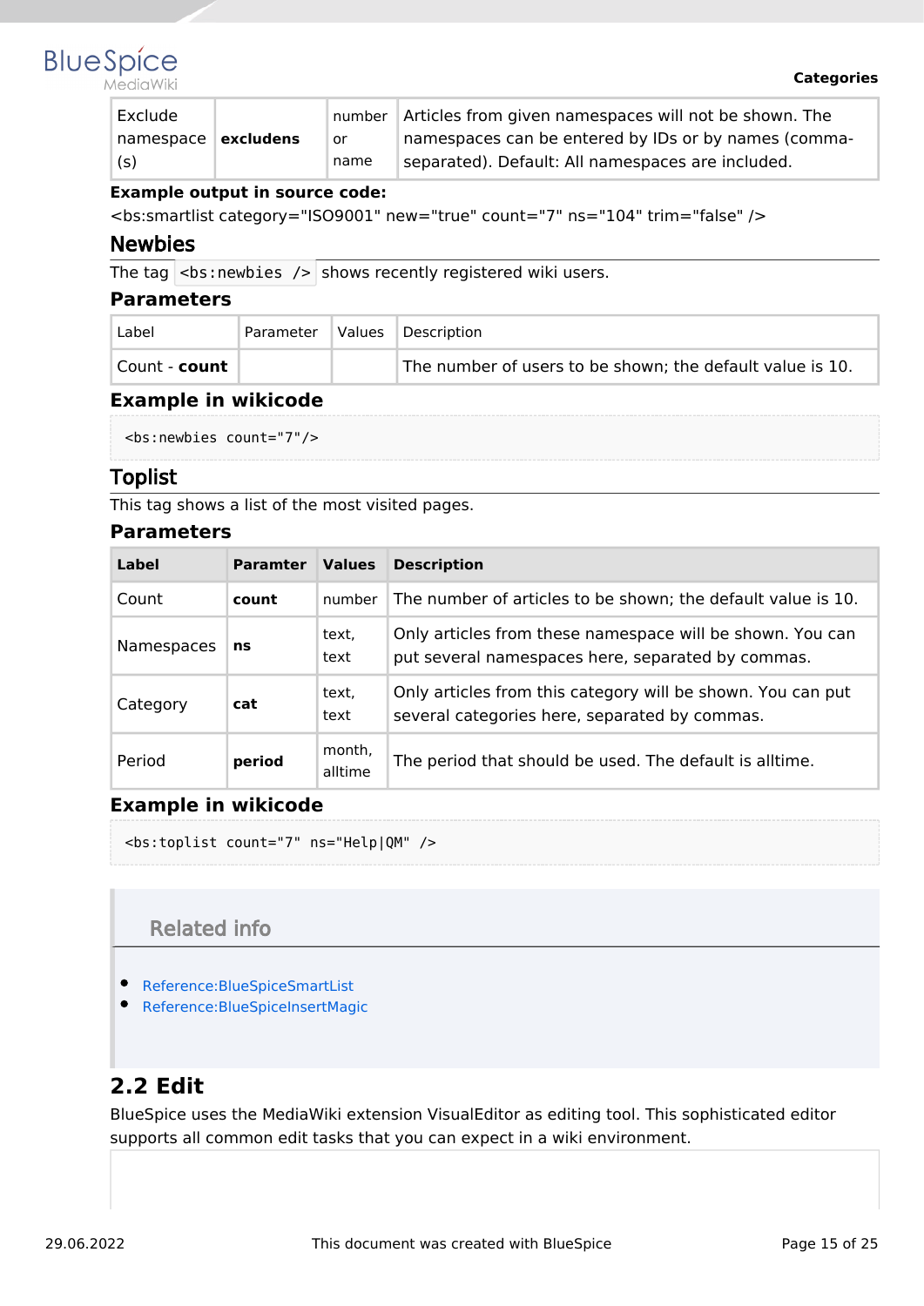| Exclude namespace (s) | **excludens** | number or name | Articles from given namespaces will not be shown. The namespaces can be entered by IDs or by names (comma-separated). Default: All namespaces are included. |
|---|---|---|---|

**Example output in source code:**

<bs:smartlist category="ISO9001" new="true" count="7" ns="104" trim="false" />

## Newbies

The tag `<bs:newbies />` shows recently registered wiki users.

### Parameters

| Label | Parameter | Values | Description |
|---|---|---|---|
| Count - **count** | | | The number of users to be shown; the default value is 10. |

### Example in wikicode

```
<bs:newbies count="7"/>
```

## Toplist

This tag shows a list of the most visited pages.

### Parameters

| Label | Paramter | Values | Description |
|---|---|---|---|
| Count | **count** | number | The number of articles to be shown; the default value is 10. |
| Namespaces | **ns** | text, text | Only articles from these namespace will be shown. You can put several namespaces here, separated by commas. |
| Category | **cat** | text, text | Only articles from this category will be shown. You can put several categories here, separated by commas. |
| Period | **period** | month, alltime | The period that should be used. The default is alltime. |

### Example in wikicode

```
<bs:toplist count="7" ns="Help|QM" />
```

## Related info

- Reference:BlueSpiceSmartList
- Reference:BlueSpiceInsertMagic

# 2.2 Edit

BlueSpice uses the MediaWiki extension VisualEditor as editing tool. This sophisticated editor supports all common edit tasks that you can expect in a wiki environment.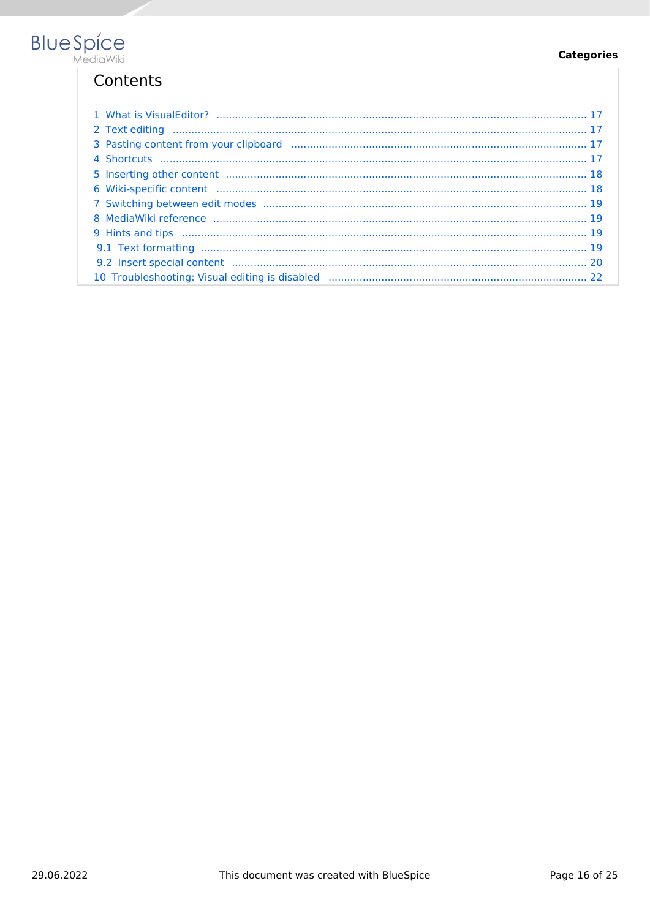## Contents

1 What is VisualEditor? ...... 17
2 Text editing ...... 17
3 Pasting content from your clipboard ...... 17
4 Shortcuts ...... 17
5 Inserting other content ...... 18
6 Wiki-specific content ...... 18
7 Switching between edit modes ...... 19
8 MediaWiki reference ...... 19
9 Hints and tips ...... 19
9.1 Text formatting ...... 19
9.2 Insert special content ...... 20
10 Troubleshooting: Visual editing is disabled ...... 22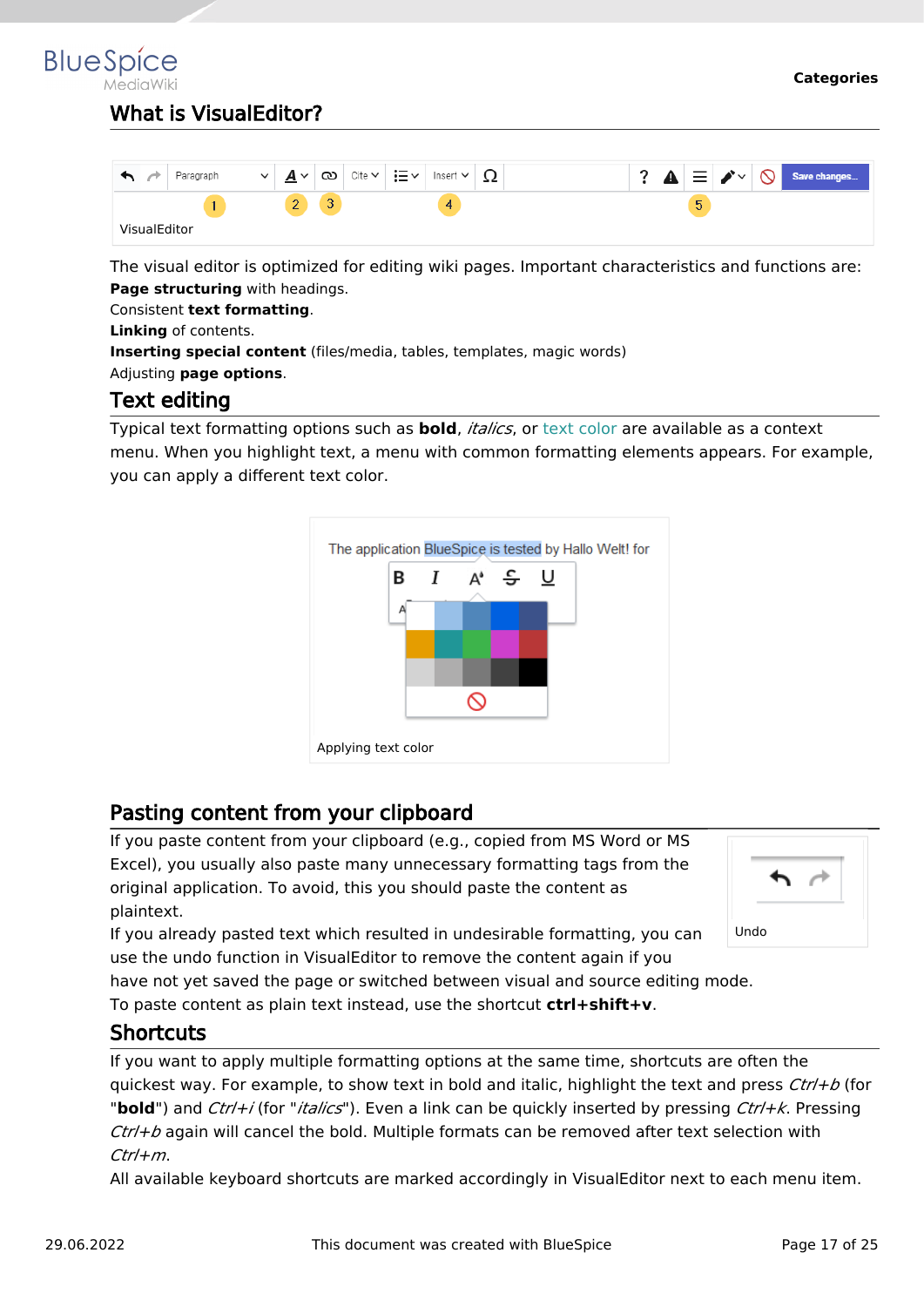## What is VisualEditor?

VisualEditor

The visual editor is optimized for editing wiki pages. Important characteristics and functions are:
**Page structuring** with headings.
Consistent **text formatting**.
**Linking** of contents.
**Inserting special content** (files/media, tables, templates, magic words)
Adjusting **page options**.

## Text editing

Typical text formatting options such as **bold**, *italics*, or text color are available as a context menu. When you highlight text, a menu with common formatting elements appears. For example, you can apply a different text color.

Applying text color

## Pasting content from your clipboard

If you paste content from your clipboard (e.g., copied from MS Word or MS Excel), you usually also paste many unnecessary formatting tags from the original application. To avoid, this you should paste the content as plaintext.

Undo

If you already pasted text which resulted in undesirable formatting, you can use the undo function in VisualEditor to remove the content again if you have not yet saved the page or switched between visual and source editing mode.
To paste content as plain text instead, use the shortcut **ctrl+shift+v**.

## Shortcuts

If you want to apply multiple formatting options at the same time, shortcuts are often the quickest way. For example, to show text in bold and italic, highlight the text and press *Ctrl+b* (for "**bold**") and *Ctrl+i* (for "*italics*"). Even a link can be quickly inserted by pressing *Ctrl+k*. Pressing *Ctrl+b* again will cancel the bold. Multiple formats can be removed after text selection with *Ctrl+m*.
All available keyboard shortcuts are marked accordingly in VisualEditor next to each menu item.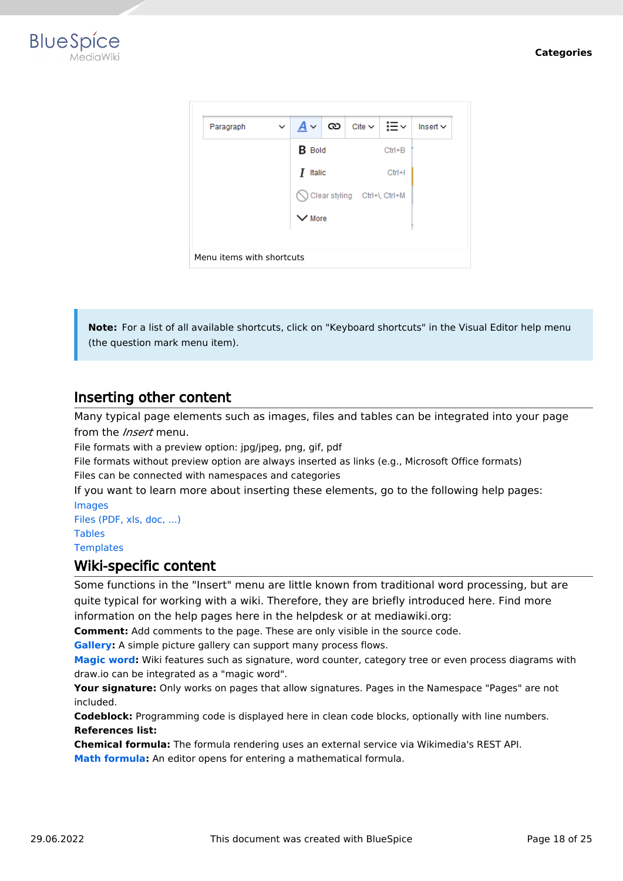Menu items with shortcuts

> **Note:** For a list of all available shortcuts, click on "Keyboard shortcuts" in the Visual Editor help menu (the question mark menu item).

## Inserting other content

Many typical page elements such as images, files and tables can be integrated into your page from the *Insert* menu.

File formats with a preview option: jpg/jpeg, png, gif, pdf

File formats without preview option are always inserted as links (e.g., Microsoft Office formats)

Files can be connected with namespaces and categories

If you want to learn more about inserting these elements, go to the following help pages:

Images

Files (PDF, xls, doc, ...)

Tables

Templates

## Wiki-specific content

Some functions in the "Insert" menu are little known from traditional word processing, but are quite typical for working with a wiki. Therefore, they are briefly introduced here. Find more information on the help pages here in the helpdesk or at mediawiki.org:

**Comment:** Add comments to the page. These are only visible in the source code.

**Gallery:** A simple picture gallery can support many process flows.

**Magic word:** Wiki features such as signature, word counter, category tree or even process diagrams with draw.io can be integrated as a "magic word".

**Your signature:** Only works on pages that allow signatures. Pages in the Namespace "Pages" are not included.

**Codeblock:** Programming code is displayed here in clean code blocks, optionally with line numbers.

**References list:**

**Chemical formula:** The formula rendering uses an external service via Wikimedia's REST API.

**Math formula:** An editor opens for entering a mathematical formula.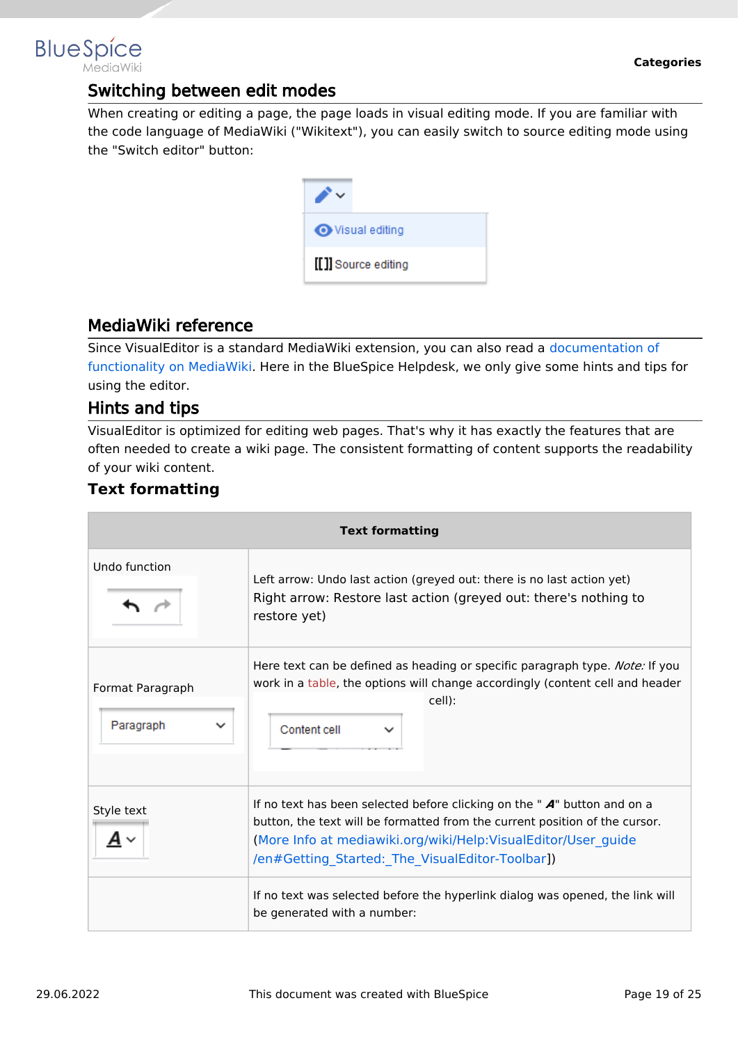## Switching between edit modes

When creating or editing a page, the page loads in visual editing mode. If you are familiar with the code language of MediaWiki ("Wikitext"), you can easily switch to source editing mode using the "Switch editor" button:

## MediaWiki reference

Since VisualEditor is a standard MediaWiki extension, you can also read a documentation of functionality on MediaWiki. Here in the BlueSpice Helpdesk, we only give some hints and tips for using the editor.

## Hints and tips

VisualEditor is optimized for editing web pages. That's why it has exactly the features that are often needed to create a wiki page. The consistent formatting of content supports the readability of your wiki content.

### Text formatting

| Text formatting | |
|---|---|
| Undo function | Left arrow: Undo last action (greyed out: there is no last action yet)<br>Right arrow: Restore last action (greyed out: there's nothing to restore yet) |
| Format Paragraph | Here text can be defined as heading or specific paragraph type. *Note:* If you work in a table, the options will change accordingly (content cell and header cell): |
| Style text | If no text has been selected before clicking on the " **A**" button and on a button, the text will be formatted from the current position of the cursor. (More Info at mediawiki.org/wiki/Help:VisualEditor/User_guide/en#Getting_Started:_The_VisualEditor-Toolbar]) |
| | If no text was selected before the hyperlink dialog was opened, the link will be generated with a number: |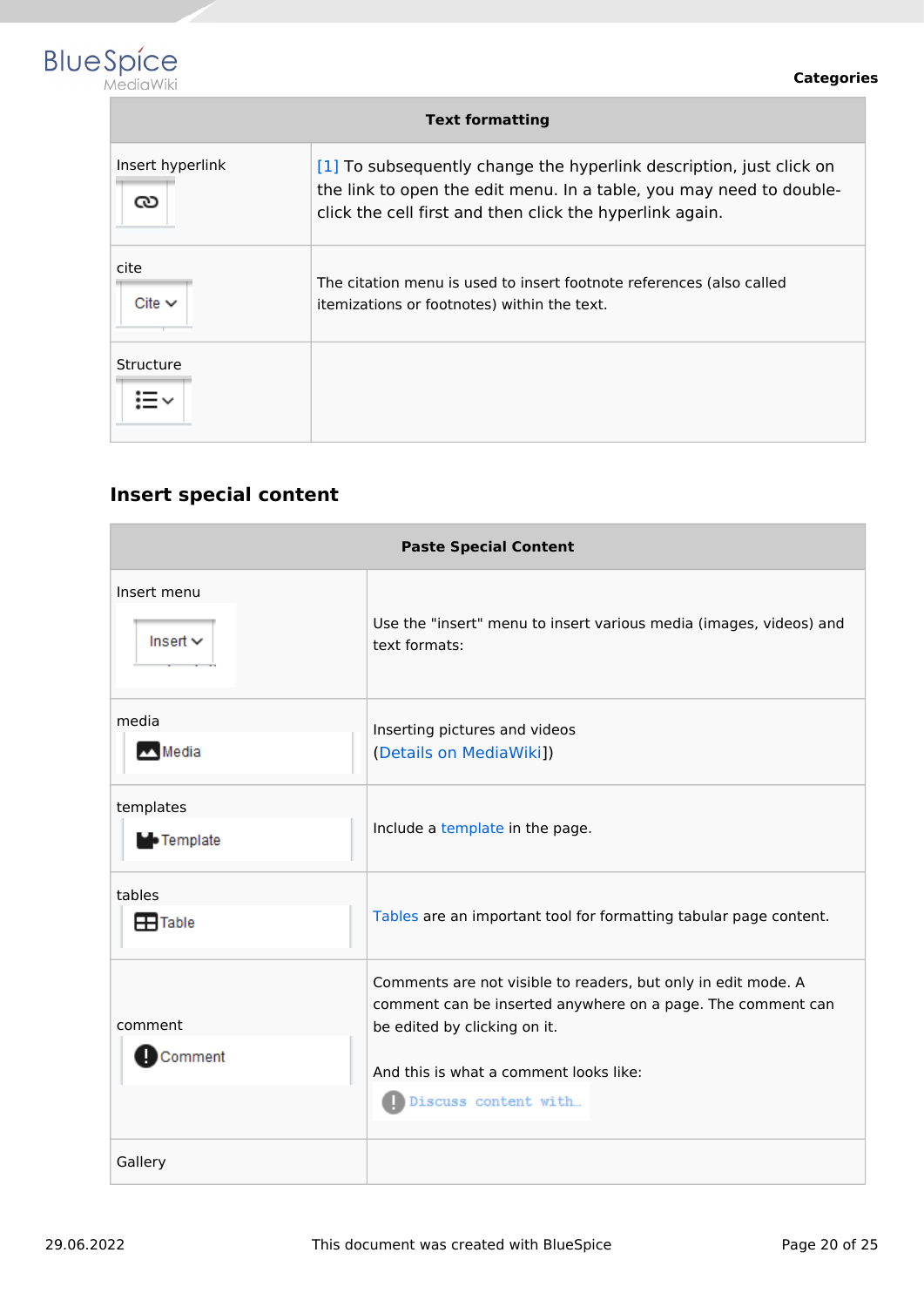| Text formatting | |
|---|---|
| Insert hyperlink | [1] To subsequently change the hyperlink description, just click on the link to open the edit menu. In a table, you may need to double-click the cell first and then click the hyperlink again. |
| cite<br>Cite | The citation menu is used to insert footnote references (also called itemizations or footnotes) within the text. |
| Structure | |

## Insert special content

| Paste Special Content | |
|---|---|
| Insert menu<br>Insert | Use the "insert" menu to insert various media (images, videos) and text formats: |
| media<br>Media | Inserting pictures and videos<br>(Details on MediaWiki]) |
| templates<br>Template | Include a template in the page. |
| tables<br>Table | Tables are an important tool for formatting tabular page content. |
| comment<br>Comment | Comments are not visible to readers, but only in edit mode. A comment can be inserted anywhere on a page. The comment can be edited by clicking on it.<br><br>And this is what a comment looks like:<br>Discuss content with... |
| Gallery | |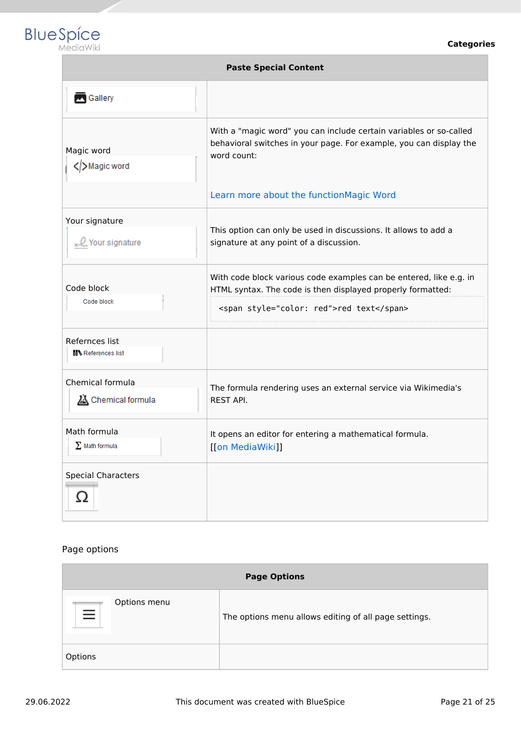| Paste Special Content | |
|---|---|
| Gallery | |
| Magic word<br>Magic word | With a "magic word" you can include certain variables or so-called behavioral switches in your page. For example, you can display the word count:<br><br>Learn more about the functionMagic Word |
| Your signature<br>Your signature | This option can only be used in discussions. It allows to add a signature at any point of a discussion. |
| Code block<br>Code block | With code block various code examples can be entered, like e.g. in HTML syntax. The code is then displayed properly formatted:<br>`<span style="color: red">red text</span>` |
| Refernces list<br>References list | |
| Chemical formula<br>Chemical formula | The formula rendering uses an external service via Wikimedia's REST API. |
| Math formula<br>Math formula | It opens an editor for entering a mathematical formula. [[on MediaWiki]] |
| Special Characters<br>Ω | |

Page options

| Page Options | |
|---|---|
| Options menu | The options menu allows editing of all page settings. |
| Options | |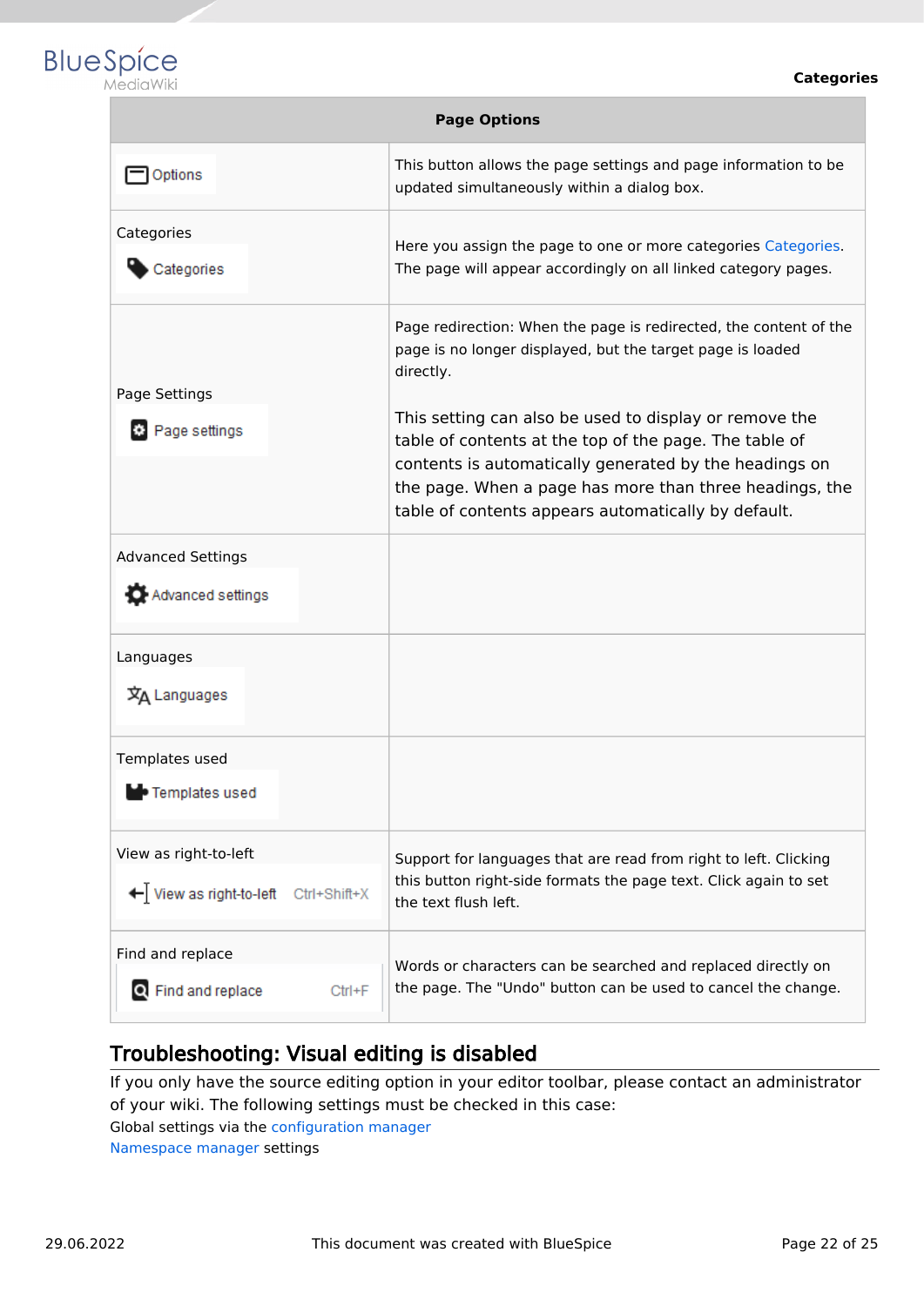| Page Options | |
|---|---|
| Options | This button allows the page settings and page information to be updated simultaneously within a dialog box. |
| Categories<br>Categories | Here you assign the page to one or more categories Categories. The page will appear accordingly on all linked category pages. |
| Page Settings<br>Page settings | Page redirection: When the page is redirected, the content of the page is no longer displayed, but the target page is loaded directly.<br><br>This setting can also be used to display or remove the table of contents at the top of the page. The table of contents is automatically generated by the headings on the page. When a page has more than three headings, the table of contents appears automatically by default. |
| Advanced Settings<br>Advanced settings | |
| Languages<br>Languages | |
| Templates used<br>Templates used | |
| View as right-to-left<br>View as right-to-left Ctrl+Shift+X | Support for languages that are read from right to left. Clicking this button right-side formats the page text. Click again to set the text flush left. |
| Find and replace<br>Find and replace Ctrl+F | Words or characters can be searched and replaced directly on the page. The "Undo" button can be used to cancel the change. |

## Troubleshooting: Visual editing is disabled

If you only have the source editing option in your editor toolbar, please contact an administrator of your wiki. The following settings must be checked in this case:

Global settings via the configuration manager

Namespace manager settings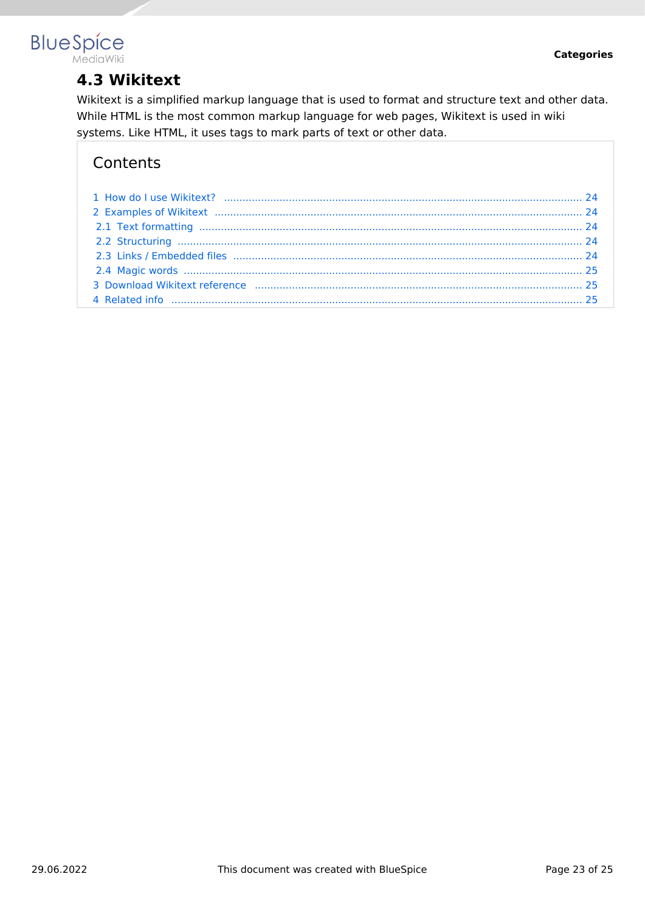# 4.3 Wikitext

Wikitext is a simplified markup language that is used to format and structure text and other data. While HTML is the most common markup language for web pages, Wikitext is used in wiki systems. Like HTML, it uses tags to mark parts of text or other data.

## Contents

1 How do I use Wikitext? ..... 24
2 Examples of Wikitext ..... 24
2.1 Text formatting ..... 24
2.2 Structuring ..... 24
2.3 Links / Embedded files ..... 24
2.4 Magic words ..... 25
3 Download Wikitext reference ..... 25
4 Related info ..... 25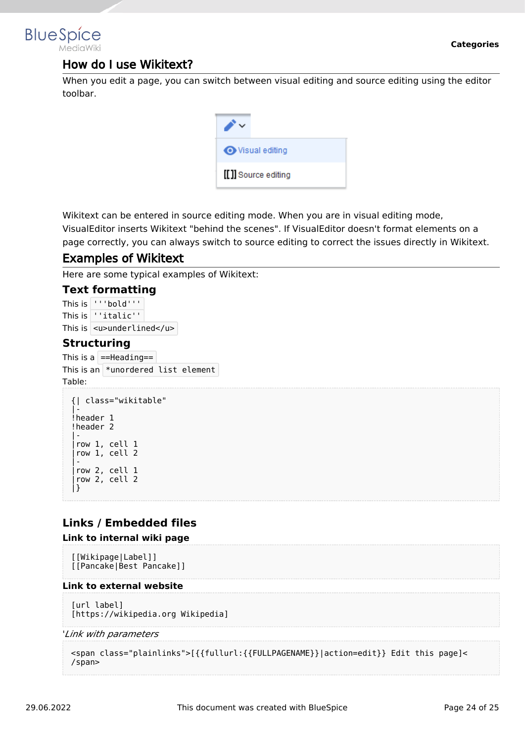## How do I use Wikitext?

When you edit a page, you can switch between visual editing and source editing using the editor toolbar.

Wikitext can be entered in source editing mode. When you are in visual editing mode, VisualEditor inserts Wikitext "behind the scenes". If VisualEditor doesn't format elements on a page correctly, you can always switch to source editing to correct the issues directly in Wikitext.

## Examples of Wikitext

Here are some typical examples of Wikitext:

### Text formatting

This is `'''bold'''`
This is `''italic''`
This is `<u>underlined</u>`

### Structuring

This is a `==Heading==`
This is an `*unordered list element`
Table:

```
{| class="wikitable"
|-
!header 1
!header 2
|-
|row 1, cell 1
|row 1, cell 2
|-
|row 2, cell 1
|row 2, cell 2
|}
```

### Links / Embedded files

#### Link to internal wiki page

```
[[Wikipage|Label]]
[[Pancake|Best Pancake]]
```

#### Link to external website

```
[url label]
[https://wikipedia.org Wikipedia]
```

'*Link with parameters*

```
<span class="plainlinks">[{{fullurl:{{FULLPAGENAME}}|action=edit}} Edit this page]<
/span>
```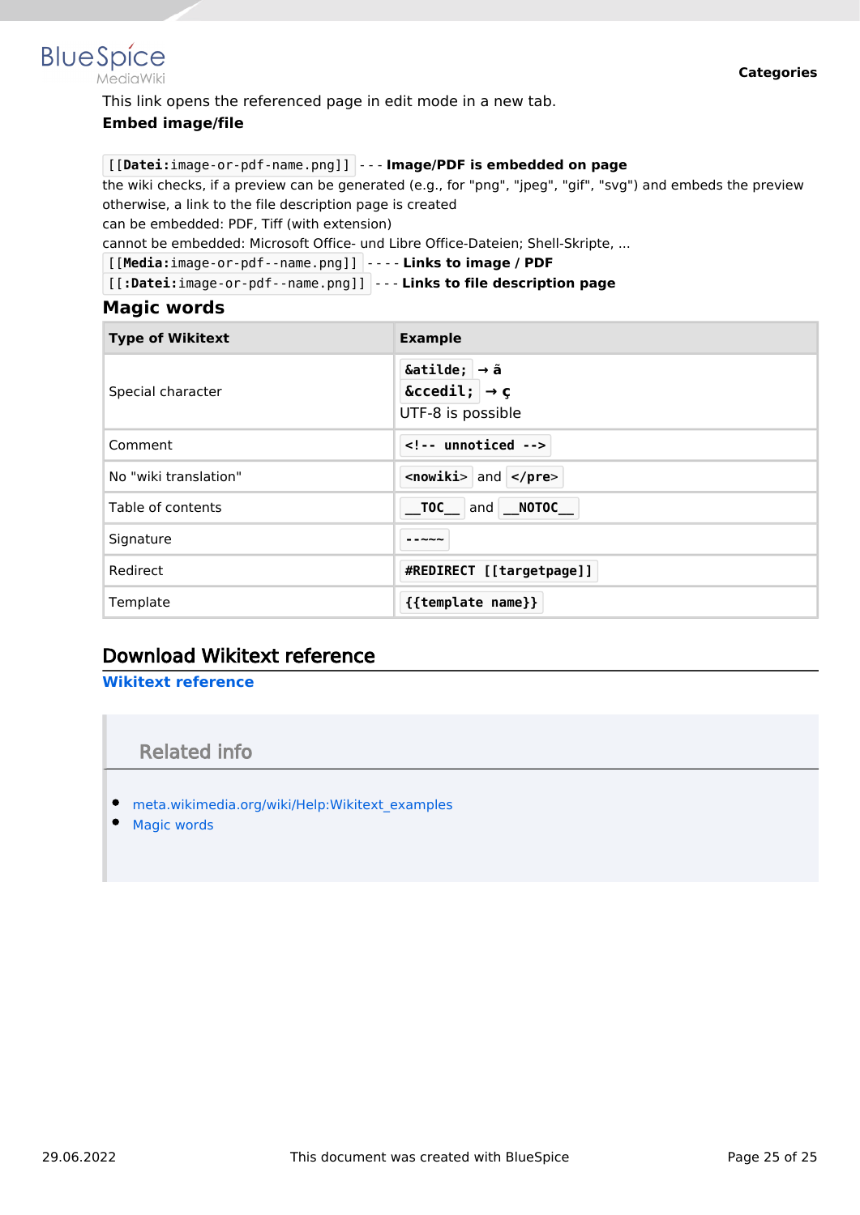This link opens the referenced page in edit mode in a new tab.

**Embed image/file**

`[[Datei:image-or-pdf-name.png]]` - - - **Image/PDF is embedded on page**

the wiki checks, if a preview can be generated (e.g., for "png", "jpeg", "gif", "svg") and embeds the preview otherwise, a link to the file description page is created

can be embedded: PDF, Tiff (with extension)

cannot be embedded: Microsoft Office- und Libre Office-Dateien; Shell-Skripte, ...

`[[Media:image-or-pdf--name.png]]` - - - - **Links to image / PDF**

`[[:Datei:image-or-pdf--name.png]]` - - - **Links to file description page**

## Magic words

| Type of Wikitext | Example |
|---|---|
| Special character | `&atilde;` → ã<br>`&ccedil;` → ç<br>UTF-8 is possible |
| Comment | `<!-- unnoticed -->` |
| No "wiki translation" | `<nowiki>` and `</pre>` |
| Table of contents | `__TOC__` and `__NOTOC__` |
| Signature | `--~~~` |
| Redirect | `#REDIRECT [[targetpage]]` |
| Template | `{{template name}}` |

## Download Wikitext reference

**Wikitext reference**

### Related info

- meta.wikimedia.org/wiki/Help:Wikitext_examples
- Magic words